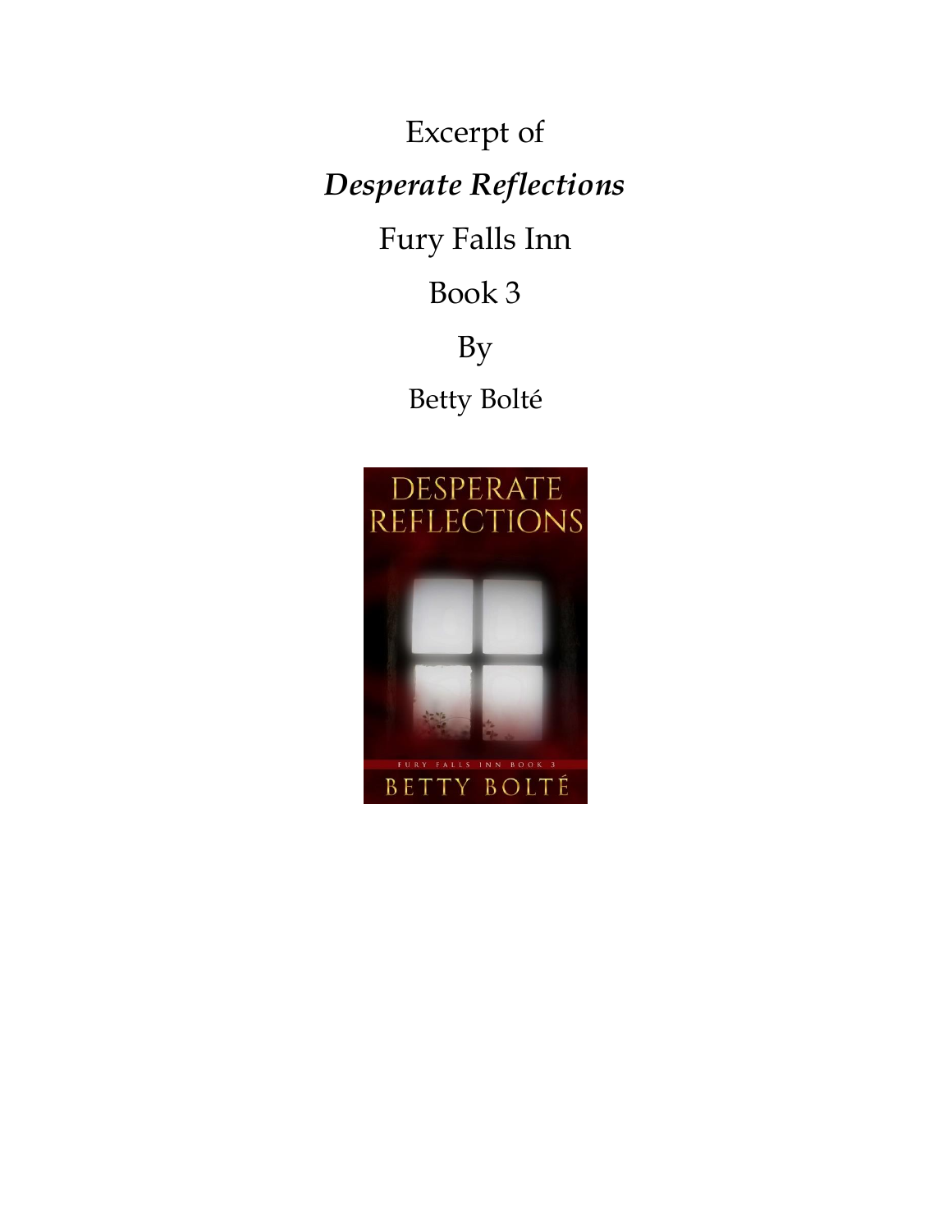Excerpt of

***Desperate Reflections***

Fury Falls Inn

Book 3

By

Betty Bolté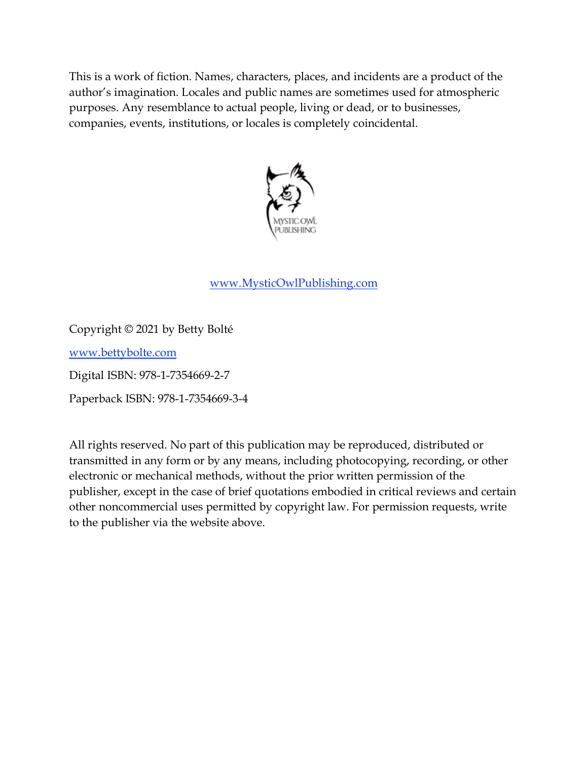This is a work of fiction. Names, characters, places, and incidents are a product of the author's imagination. Locales and public names are sometimes used for atmospheric purposes. Any resemblance to actual people, living or dead, or to businesses, companies, events, institutions, or locales is completely coincidental.

MYSTIC OWL PUBLISHING

www.MysticOwlPublishing.com

Copyright © 2021 by Betty Bolté

www.bettybolte.com

Digital ISBN: 978-1-7354669-2-7

Paperback ISBN: 978-1-7354669-3-4

All rights reserved. No part of this publication may be reproduced, distributed or transmitted in any form or by any means, including photocopying, recording, or other electronic or mechanical methods, without the prior written permission of the publisher, except in the case of brief quotations embodied in critical reviews and certain other noncommercial uses permitted by copyright law. For permission requests, write to the publisher via the website above.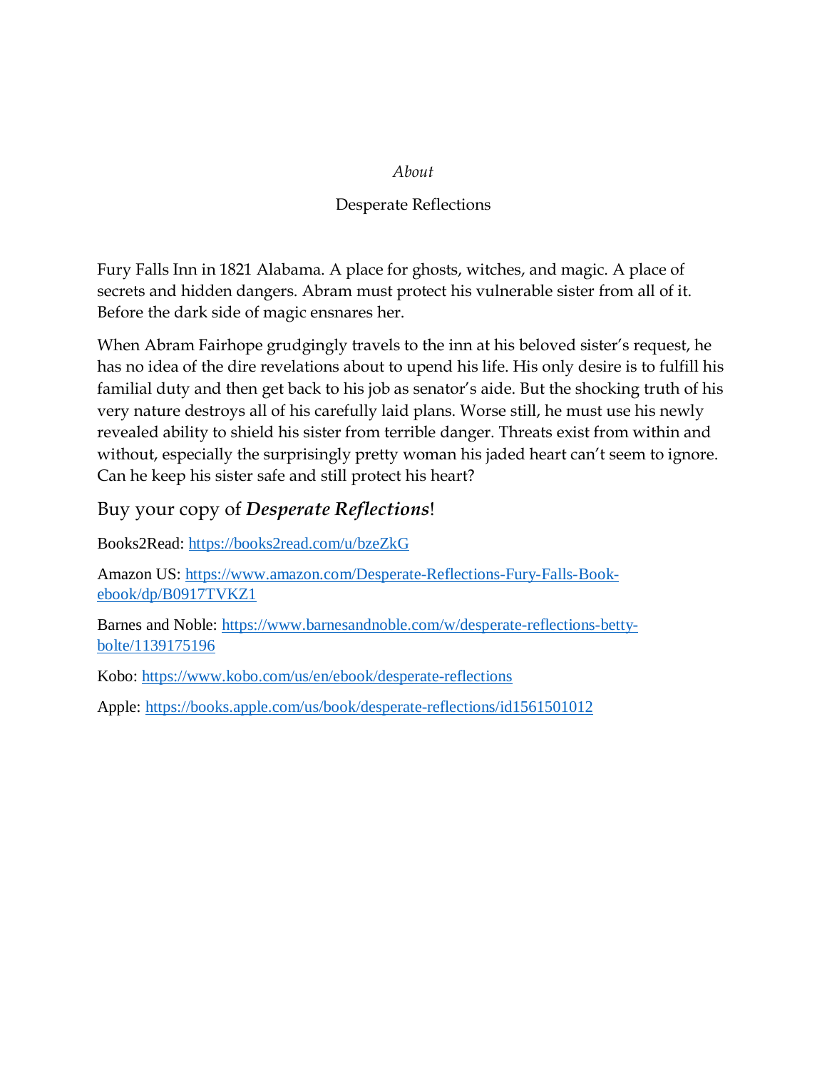*About*

Desperate Reflections

Fury Falls Inn in 1821 Alabama. A place for ghosts, witches, and magic. A place of secrets and hidden dangers. Abram must protect his vulnerable sister from all of it. Before the dark side of magic ensnares her.

When Abram Fairhope grudgingly travels to the inn at his beloved sister's request, he has no idea of the dire revelations about to upend his life. His only desire is to fulfill his familial duty and then get back to his job as senator's aide. But the shocking truth of his very nature destroys all of his carefully laid plans. Worse still, he must use his newly revealed ability to shield his sister from terrible danger. Threats exist from within and without, especially the surprisingly pretty woman his jaded heart can't seem to ignore. Can he keep his sister safe and still protect his heart?

## Buy your copy of ***Desperate Reflections***!

Books2Read: https://books2read.com/u/bzeZkG

Amazon US: https://www.amazon.com/Desperate-Reflections-Fury-Falls-Book-ebook/dp/B0917TVKZ1

Barnes and Noble: https://www.barnesandnoble.com/w/desperate-reflections-betty-bolte/1139175196

Kobo: https://www.kobo.com/us/en/ebook/desperate-reflections

Apple: https://books.apple.com/us/book/desperate-reflections/id1561501012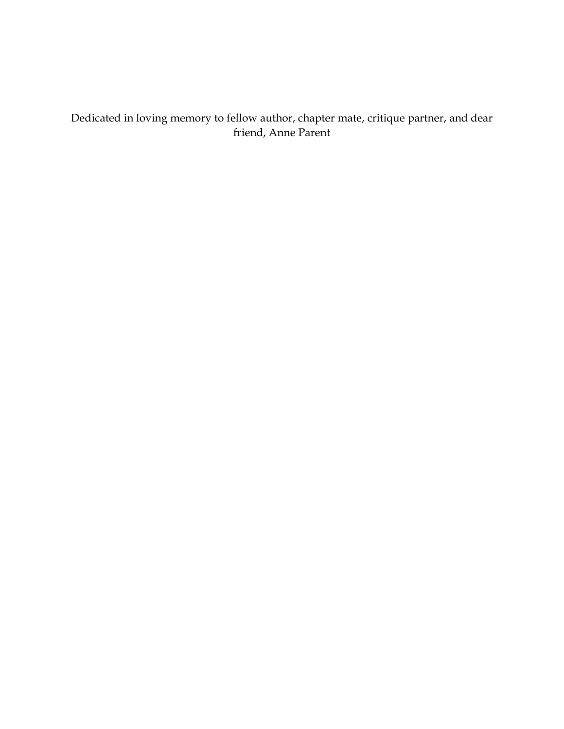Dedicated in loving memory to fellow author, chapter mate, critique partner, and dear friend, Anne Parent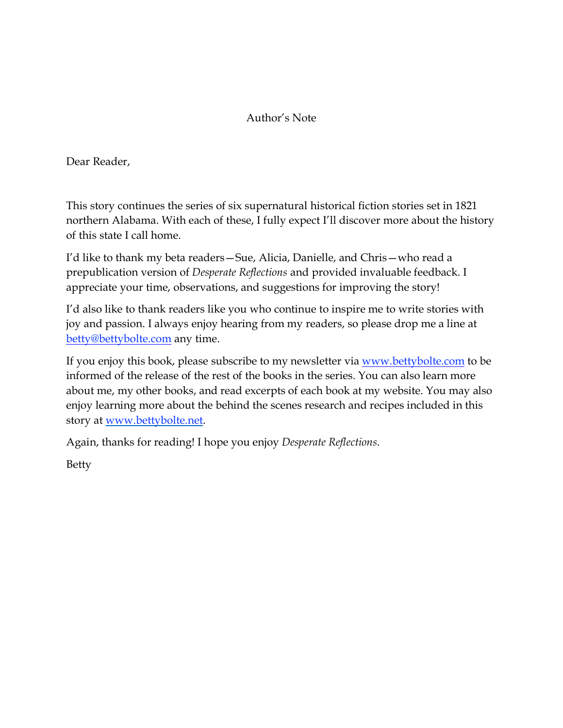# Author's Note

Dear Reader,

This story continues the series of six supernatural historical fiction stories set in 1821 northern Alabama. With each of these, I fully expect I'll discover more about the history of this state I call home.

I'd like to thank my beta readers—Sue, Alicia, Danielle, and Chris—who read a prepublication version of *Desperate Reflections* and provided invaluable feedback. I appreciate your time, observations, and suggestions for improving the story!

I'd also like to thank readers like you who continue to inspire me to write stories with joy and passion. I always enjoy hearing from my readers, so please drop me a line at betty@bettybolte.com any time.

If you enjoy this book, please subscribe to my newsletter via www.bettybolte.com to be informed of the release of the rest of the books in the series. You can also learn more about me, my other books, and read excerpts of each book at my website. You may also enjoy learning more about the behind the scenes research and recipes included in this story at www.bettybolte.net.

Again, thanks for reading! I hope you enjoy *Desperate Reflections*.

Betty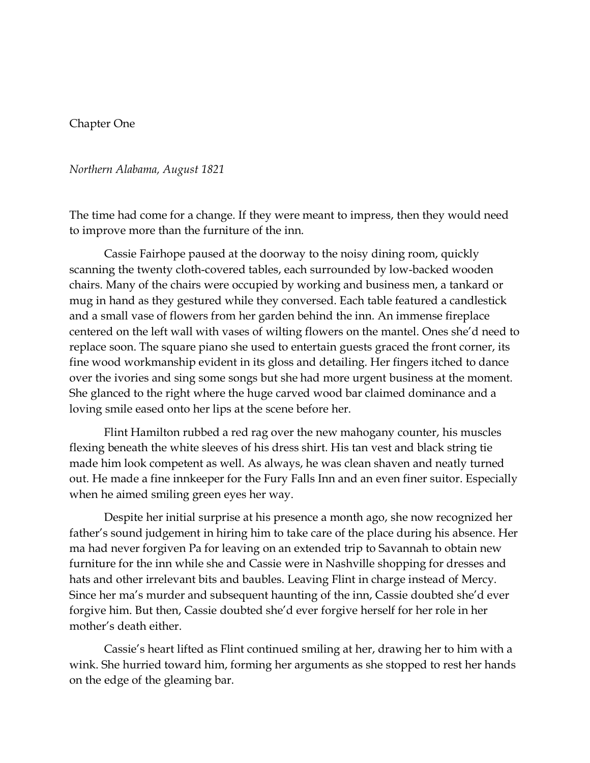## Chapter One

*Northern Alabama, August 1821*

The time had come for a change. If they were meant to impress, then they would need to improve more than the furniture of the inn.

Cassie Fairhope paused at the doorway to the noisy dining room, quickly scanning the twenty cloth-covered tables, each surrounded by low-backed wooden chairs. Many of the chairs were occupied by working and business men, a tankard or mug in hand as they gestured while they conversed. Each table featured a candlestick and a small vase of flowers from her garden behind the inn. An immense fireplace centered on the left wall with vases of wilting flowers on the mantel. Ones she'd need to replace soon. The square piano she used to entertain guests graced the front corner, its fine wood workmanship evident in its gloss and detailing. Her fingers itched to dance over the ivories and sing some songs but she had more urgent business at the moment. She glanced to the right where the huge carved wood bar claimed dominance and a loving smile eased onto her lips at the scene before her.

Flint Hamilton rubbed a red rag over the new mahogany counter, his muscles flexing beneath the white sleeves of his dress shirt. His tan vest and black string tie made him look competent as well. As always, he was clean shaven and neatly turned out. He made a fine innkeeper for the Fury Falls Inn and an even finer suitor. Especially when he aimed smiling green eyes her way.

Despite her initial surprise at his presence a month ago, she now recognized her father's sound judgement in hiring him to take care of the place during his absence. Her ma had never forgiven Pa for leaving on an extended trip to Savannah to obtain new furniture for the inn while she and Cassie were in Nashville shopping for dresses and hats and other irrelevant bits and baubles. Leaving Flint in charge instead of Mercy. Since her ma's murder and subsequent haunting of the inn, Cassie doubted she'd ever forgive him. But then, Cassie doubted she'd ever forgive herself for her role in her mother's death either.

Cassie's heart lifted as Flint continued smiling at her, drawing her to him with a wink. She hurried toward him, forming her arguments as she stopped to rest her hands on the edge of the gleaming bar.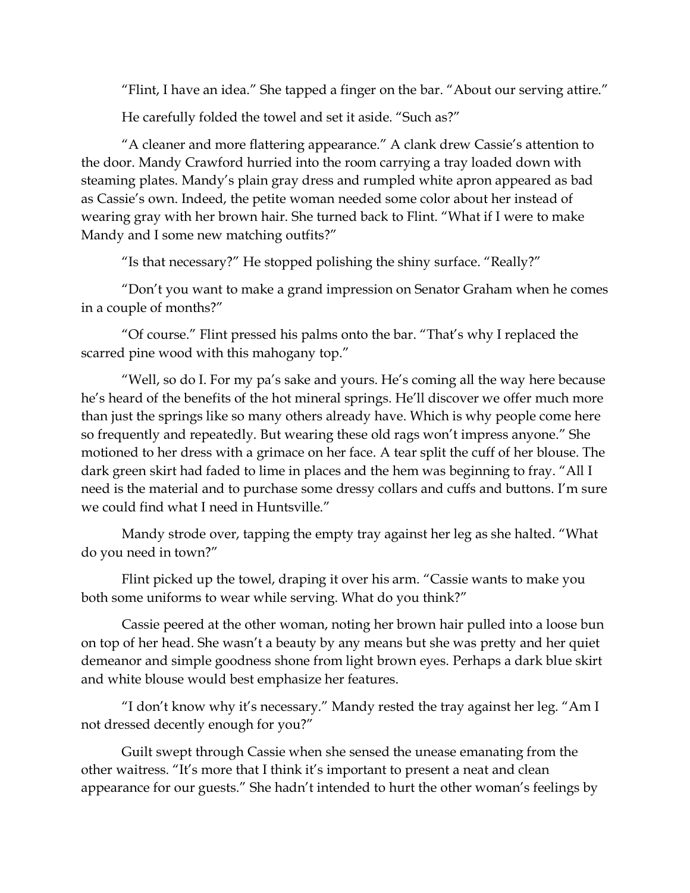"Flint, I have an idea." She tapped a finger on the bar. "About our serving attire."

He carefully folded the towel and set it aside. "Such as?"

"A cleaner and more flattering appearance." A clank drew Cassie's attention to the door. Mandy Crawford hurried into the room carrying a tray loaded down with steaming plates. Mandy's plain gray dress and rumpled white apron appeared as bad as Cassie's own. Indeed, the petite woman needed some color about her instead of wearing gray with her brown hair. She turned back to Flint. "What if I were to make Mandy and I some new matching outfits?"

"Is that necessary?" He stopped polishing the shiny surface. "Really?"

"Don't you want to make a grand impression on Senator Graham when he comes in a couple of months?"

"Of course." Flint pressed his palms onto the bar. "That's why I replaced the scarred pine wood with this mahogany top."

"Well, so do I. For my pa's sake and yours. He's coming all the way here because he's heard of the benefits of the hot mineral springs. He'll discover we offer much more than just the springs like so many others already have. Which is why people come here so frequently and repeatedly. But wearing these old rags won't impress anyone." She motioned to her dress with a grimace on her face. A tear split the cuff of her blouse. The dark green skirt had faded to lime in places and the hem was beginning to fray. "All I need is the material and to purchase some dressy collars and cuffs and buttons. I'm sure we could find what I need in Huntsville."

Mandy strode over, tapping the empty tray against her leg as she halted. "What do you need in town?"

Flint picked up the towel, draping it over his arm. "Cassie wants to make you both some uniforms to wear while serving. What do you think?"

Cassie peered at the other woman, noting her brown hair pulled into a loose bun on top of her head. She wasn't a beauty by any means but she was pretty and her quiet demeanor and simple goodness shone from light brown eyes. Perhaps a dark blue skirt and white blouse would best emphasize her features.

"I don't know why it's necessary." Mandy rested the tray against her leg. "Am I not dressed decently enough for you?"

Guilt swept through Cassie when she sensed the unease emanating from the other waitress. "It's more that I think it's important to present a neat and clean appearance for our guests." She hadn't intended to hurt the other woman's feelings by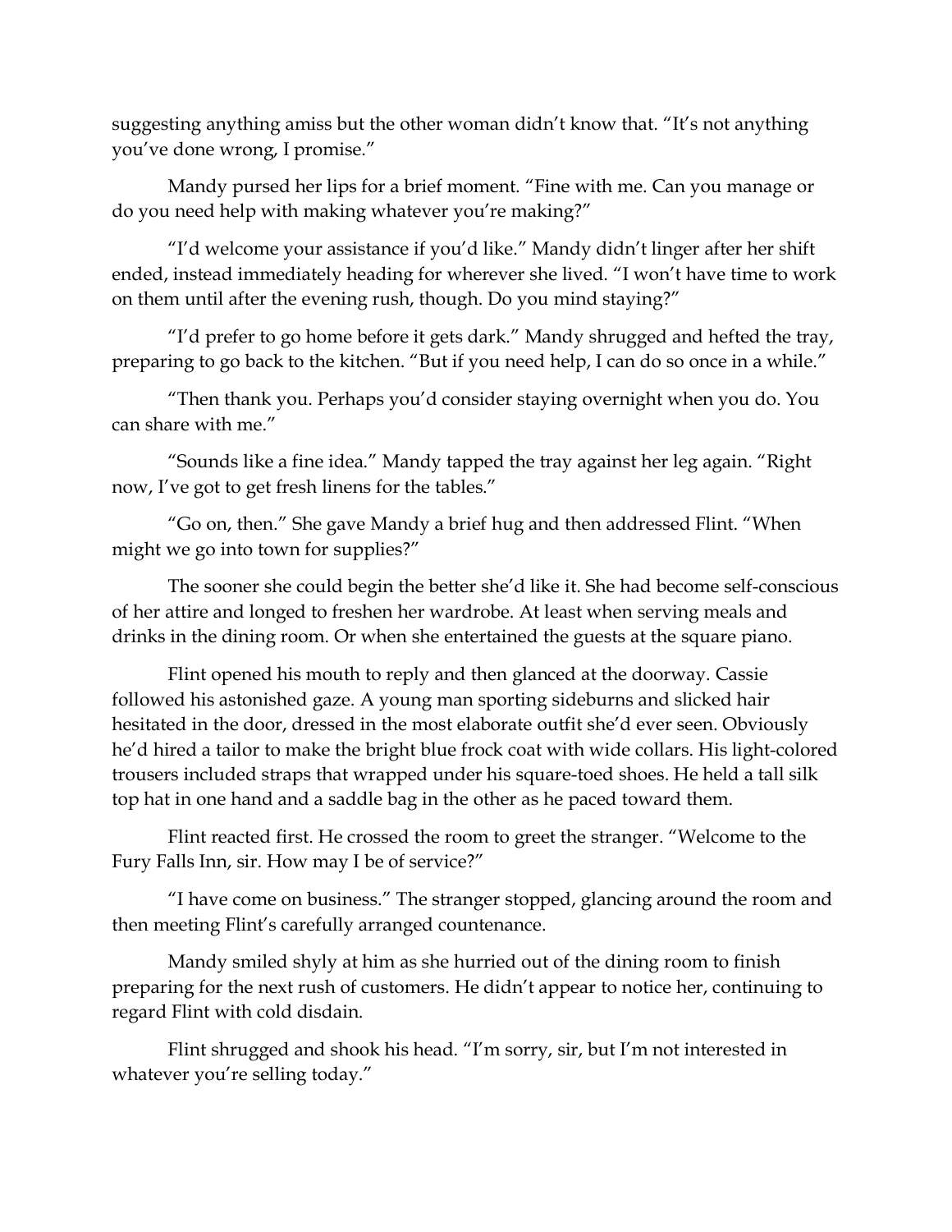suggesting anything amiss but the other woman didn't know that. "It's not anything you've done wrong, I promise."

Mandy pursed her lips for a brief moment. "Fine with me. Can you manage or do you need help with making whatever you're making?"

"I'd welcome your assistance if you'd like." Mandy didn't linger after her shift ended, instead immediately heading for wherever she lived. "I won't have time to work on them until after the evening rush, though. Do you mind staying?"

"I'd prefer to go home before it gets dark." Mandy shrugged and hefted the tray, preparing to go back to the kitchen. "But if you need help, I can do so once in a while."

"Then thank you. Perhaps you'd consider staying overnight when you do. You can share with me."

"Sounds like a fine idea." Mandy tapped the tray against her leg again. "Right now, I've got to get fresh linens for the tables."

"Go on, then." She gave Mandy a brief hug and then addressed Flint. "When might we go into town for supplies?"

The sooner she could begin the better she'd like it. She had become self-conscious of her attire and longed to freshen her wardrobe. At least when serving meals and drinks in the dining room. Or when she entertained the guests at the square piano.

Flint opened his mouth to reply and then glanced at the doorway. Cassie followed his astonished gaze. A young man sporting sideburns and slicked hair hesitated in the door, dressed in the most elaborate outfit she'd ever seen. Obviously he'd hired a tailor to make the bright blue frock coat with wide collars. His light-colored trousers included straps that wrapped under his square-toed shoes. He held a tall silk top hat in one hand and a saddle bag in the other as he paced toward them.

Flint reacted first. He crossed the room to greet the stranger. "Welcome to the Fury Falls Inn, sir. How may I be of service?"

"I have come on business." The stranger stopped, glancing around the room and then meeting Flint's carefully arranged countenance.

Mandy smiled shyly at him as she hurried out of the dining room to finish preparing for the next rush of customers. He didn't appear to notice her, continuing to regard Flint with cold disdain.

Flint shrugged and shook his head. "I'm sorry, sir, but I'm not interested in whatever you're selling today."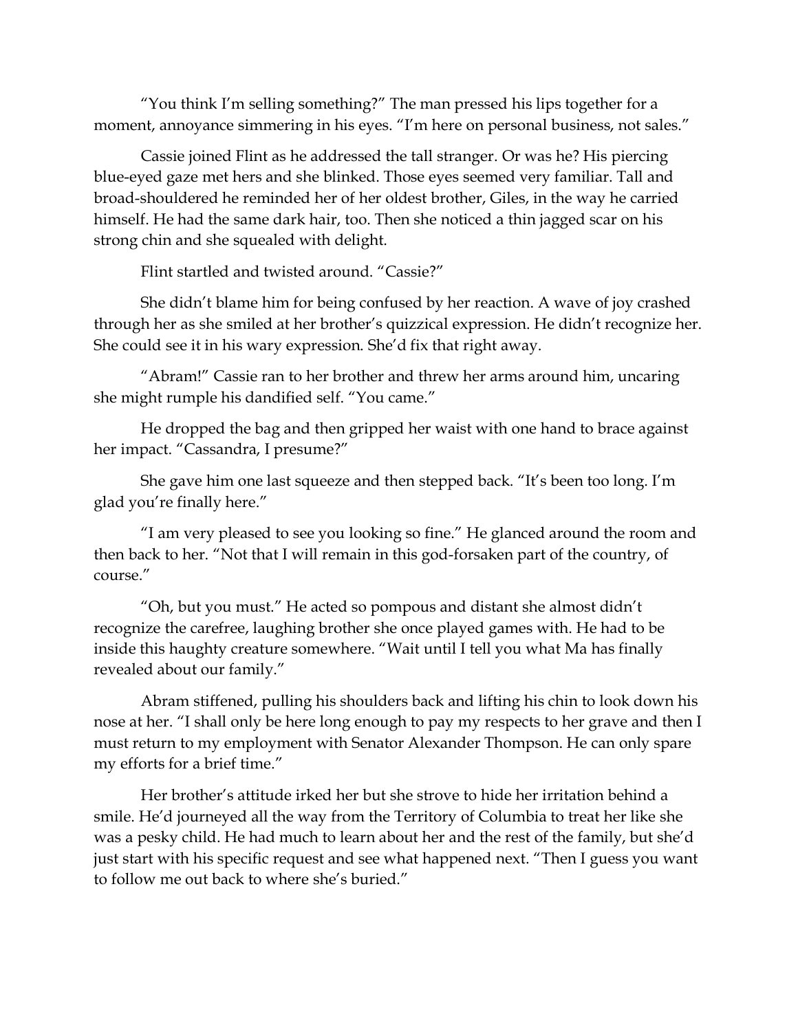"You think I'm selling something?" The man pressed his lips together for a moment, annoyance simmering in his eyes. "I'm here on personal business, not sales."

Cassie joined Flint as he addressed the tall stranger. Or was he? His piercing blue-eyed gaze met hers and she blinked. Those eyes seemed very familiar. Tall and broad-shouldered he reminded her of her oldest brother, Giles, in the way he carried himself. He had the same dark hair, too. Then she noticed a thin jagged scar on his strong chin and she squealed with delight.

Flint startled and twisted around. "Cassie?"

She didn't blame him for being confused by her reaction. A wave of joy crashed through her as she smiled at her brother's quizzical expression. He didn't recognize her. She could see it in his wary expression. She'd fix that right away.

"Abram!" Cassie ran to her brother and threw her arms around him, uncaring she might rumple his dandified self. "You came."

He dropped the bag and then gripped her waist with one hand to brace against her impact. "Cassandra, I presume?"

She gave him one last squeeze and then stepped back. "It's been too long. I'm glad you're finally here."

"I am very pleased to see you looking so fine." He glanced around the room and then back to her. "Not that I will remain in this god-forsaken part of the country, of course."

"Oh, but you must." He acted so pompous and distant she almost didn't recognize the carefree, laughing brother she once played games with. He had to be inside this haughty creature somewhere. "Wait until I tell you what Ma has finally revealed about our family."

Abram stiffened, pulling his shoulders back and lifting his chin to look down his nose at her. "I shall only be here long enough to pay my respects to her grave and then I must return to my employment with Senator Alexander Thompson. He can only spare my efforts for a brief time."

Her brother's attitude irked her but she strove to hide her irritation behind a smile. He'd journeyed all the way from the Territory of Columbia to treat her like she was a pesky child. He had much to learn about her and the rest of the family, but she'd just start with his specific request and see what happened next. "Then I guess you want to follow me out back to where she's buried."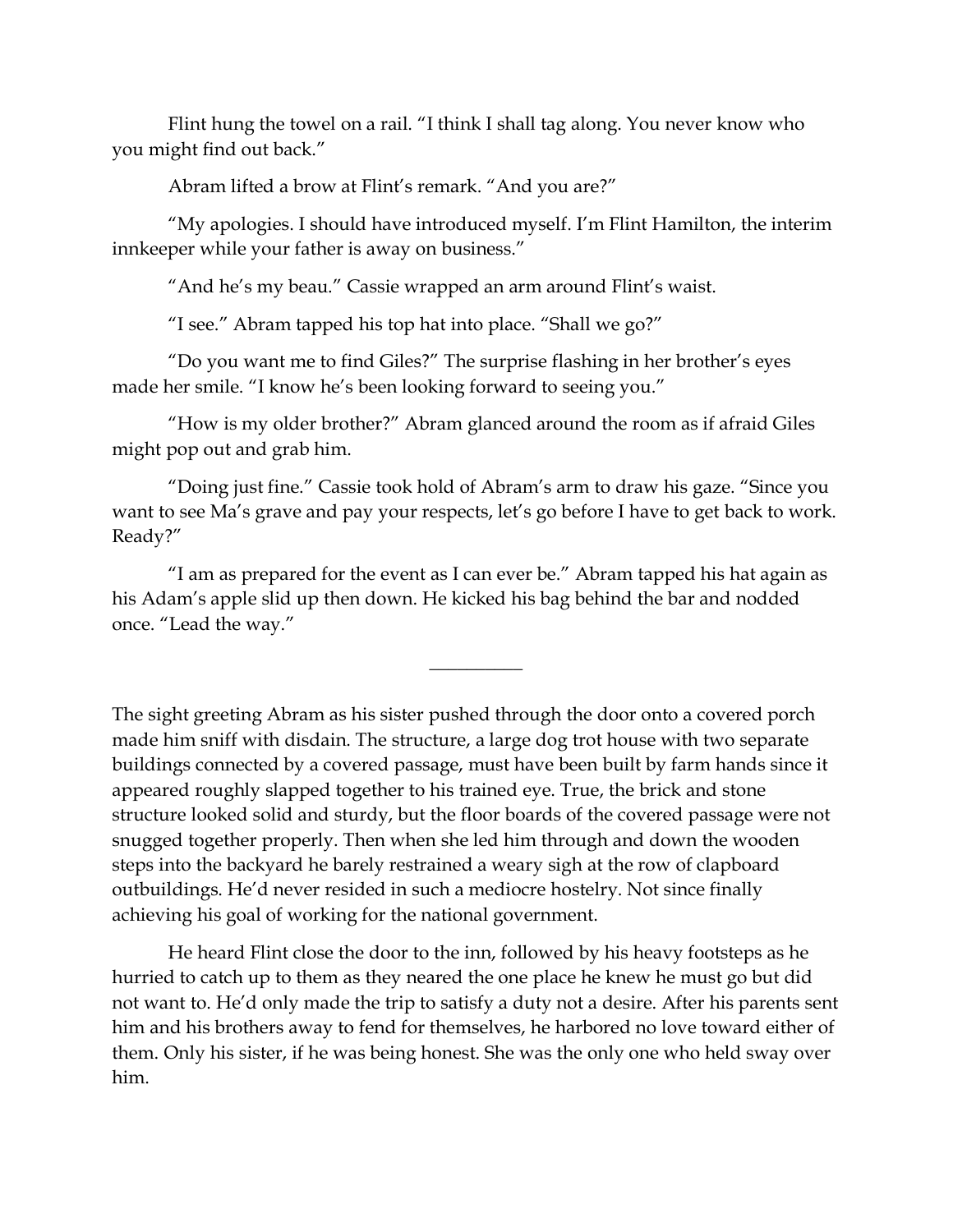Flint hung the towel on a rail. “I think I shall tag along. You never know who you might find out back.”

Abram lifted a brow at Flint’s remark. “And you are?”

“My apologies. I should have introduced myself. I’m Flint Hamilton, the interim innkeeper while your father is away on business.”

“And he’s my beau.” Cassie wrapped an arm around Flint’s waist.

“I see.” Abram tapped his top hat into place. “Shall we go?”

“Do you want me to find Giles?” The surprise flashing in her brother’s eyes made her smile. “I know he’s been looking forward to seeing you.”

“How is my older brother?” Abram glanced around the room as if afraid Giles might pop out and grab him.

“Doing just fine.” Cassie took hold of Abram’s arm to draw his gaze. “Since you want to see Ma’s grave and pay your respects, let’s go before I have to get back to work. Ready?”

“I am as prepared for the event as I can ever be.” Abram tapped his hat again as his Adam’s apple slid up then down. He kicked his bag behind the bar and nodded once. “Lead the way.”

---

The sight greeting Abram as his sister pushed through the door onto a covered porch made him sniff with disdain. The structure, a large dog trot house with two separate buildings connected by a covered passage, must have been built by farm hands since it appeared roughly slapped together to his trained eye. True, the brick and stone structure looked solid and sturdy, but the floor boards of the covered passage were not snugged together properly. Then when she led him through and down the wooden steps into the backyard he barely restrained a weary sigh at the row of clapboard outbuildings. He’d never resided in such a mediocre hostelry. Not since finally achieving his goal of working for the national government.

He heard Flint close the door to the inn, followed by his heavy footsteps as he hurried to catch up to them as they neared the one place he knew he must go but did not want to. He’d only made the trip to satisfy a duty not a desire. After his parents sent him and his brothers away to fend for themselves, he harbored no love toward either of them. Only his sister, if he was being honest. She was the only one who held sway over him.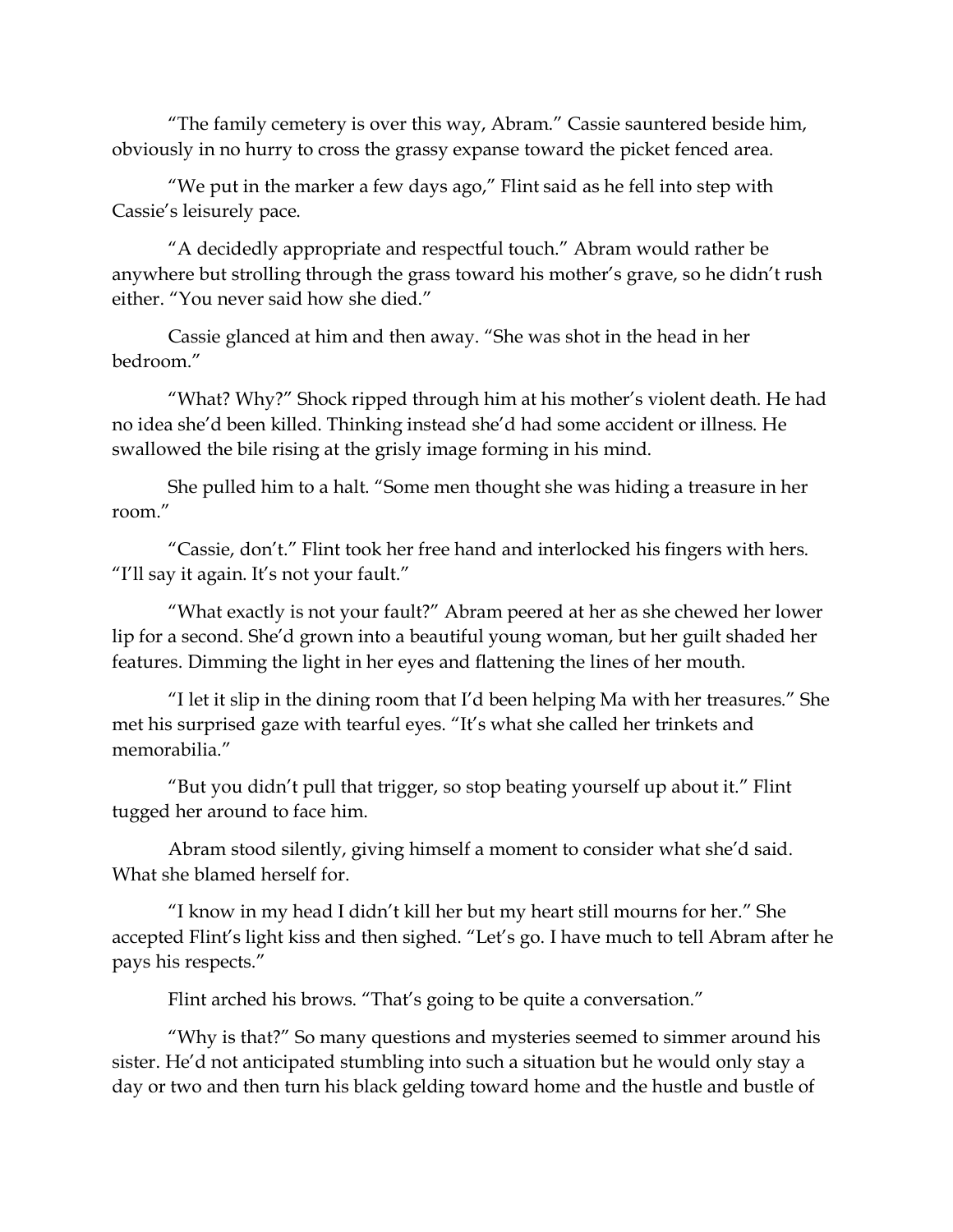“The family cemetery is over this way, Abram.” Cassie sauntered beside him, obviously in no hurry to cross the grassy expanse toward the picket fenced area.

“We put in the marker a few days ago,” Flint said as he fell into step with Cassie’s leisurely pace.

“A decidedly appropriate and respectful touch.” Abram would rather be anywhere but strolling through the grass toward his mother’s grave, so he didn’t rush either. “You never said how she died.”

Cassie glanced at him and then away. “She was shot in the head in her bedroom.”

“What? Why?” Shock ripped through him at his mother’s violent death. He had no idea she’d been killed. Thinking instead she’d had some accident or illness. He swallowed the bile rising at the grisly image forming in his mind.

She pulled him to a halt. “Some men thought she was hiding a treasure in her room.”

“Cassie, don’t.” Flint took her free hand and interlocked his fingers with hers. “I’ll say it again. It’s not your fault.”

“What exactly is not your fault?” Abram peered at her as she chewed her lower lip for a second. She’d grown into a beautiful young woman, but her guilt shaded her features. Dimming the light in her eyes and flattening the lines of her mouth.

“I let it slip in the dining room that I’d been helping Ma with her treasures.” She met his surprised gaze with tearful eyes. “It’s what she called her trinkets and memorabilia.”

“But you didn’t pull that trigger, so stop beating yourself up about it.” Flint tugged her around to face him.

Abram stood silently, giving himself a moment to consider what she’d said. What she blamed herself for.

“I know in my head I didn’t kill her but my heart still mourns for her.” She accepted Flint’s light kiss and then sighed. “Let’s go. I have much to tell Abram after he pays his respects.”

Flint arched his brows. “That’s going to be quite a conversation.”

“Why is that?” So many questions and mysteries seemed to simmer around his sister. He’d not anticipated stumbling into such a situation but he would only stay a day or two and then turn his black gelding toward home and the hustle and bustle of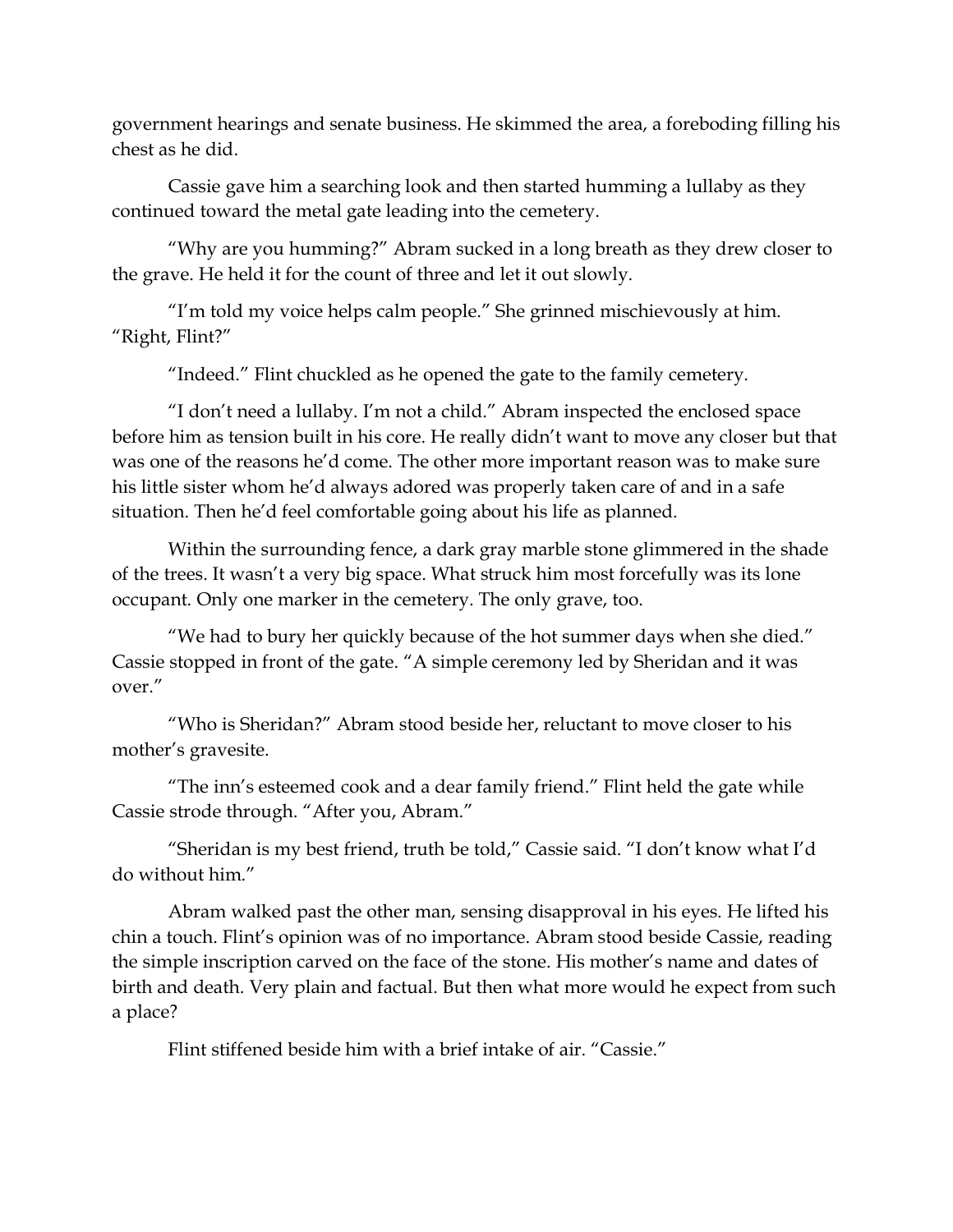government hearings and senate business. He skimmed the area, a foreboding filling his chest as he did.

Cassie gave him a searching look and then started humming a lullaby as they continued toward the metal gate leading into the cemetery.

"Why are you humming?" Abram sucked in a long breath as they drew closer to the grave. He held it for the count of three and let it out slowly.

"I'm told my voice helps calm people." She grinned mischievously at him. "Right, Flint?"

"Indeed." Flint chuckled as he opened the gate to the family cemetery.

"I don't need a lullaby. I'm not a child." Abram inspected the enclosed space before him as tension built in his core. He really didn't want to move any closer but that was one of the reasons he'd come. The other more important reason was to make sure his little sister whom he'd always adored was properly taken care of and in a safe situation. Then he'd feel comfortable going about his life as planned.

Within the surrounding fence, a dark gray marble stone glimmered in the shade of the trees. It wasn't a very big space. What struck him most forcefully was its lone occupant. Only one marker in the cemetery. The only grave, too.

"We had to bury her quickly because of the hot summer days when she died." Cassie stopped in front of the gate. "A simple ceremony led by Sheridan and it was over."

"Who is Sheridan?" Abram stood beside her, reluctant to move closer to his mother's gravesite.

"The inn's esteemed cook and a dear family friend." Flint held the gate while Cassie strode through. "After you, Abram."

"Sheridan is my best friend, truth be told," Cassie said. "I don't know what I'd do without him."

Abram walked past the other man, sensing disapproval in his eyes. He lifted his chin a touch. Flint's opinion was of no importance. Abram stood beside Cassie, reading the simple inscription carved on the face of the stone. His mother's name and dates of birth and death. Very plain and factual. But then what more would he expect from such a place?

Flint stiffened beside him with a brief intake of air. "Cassie."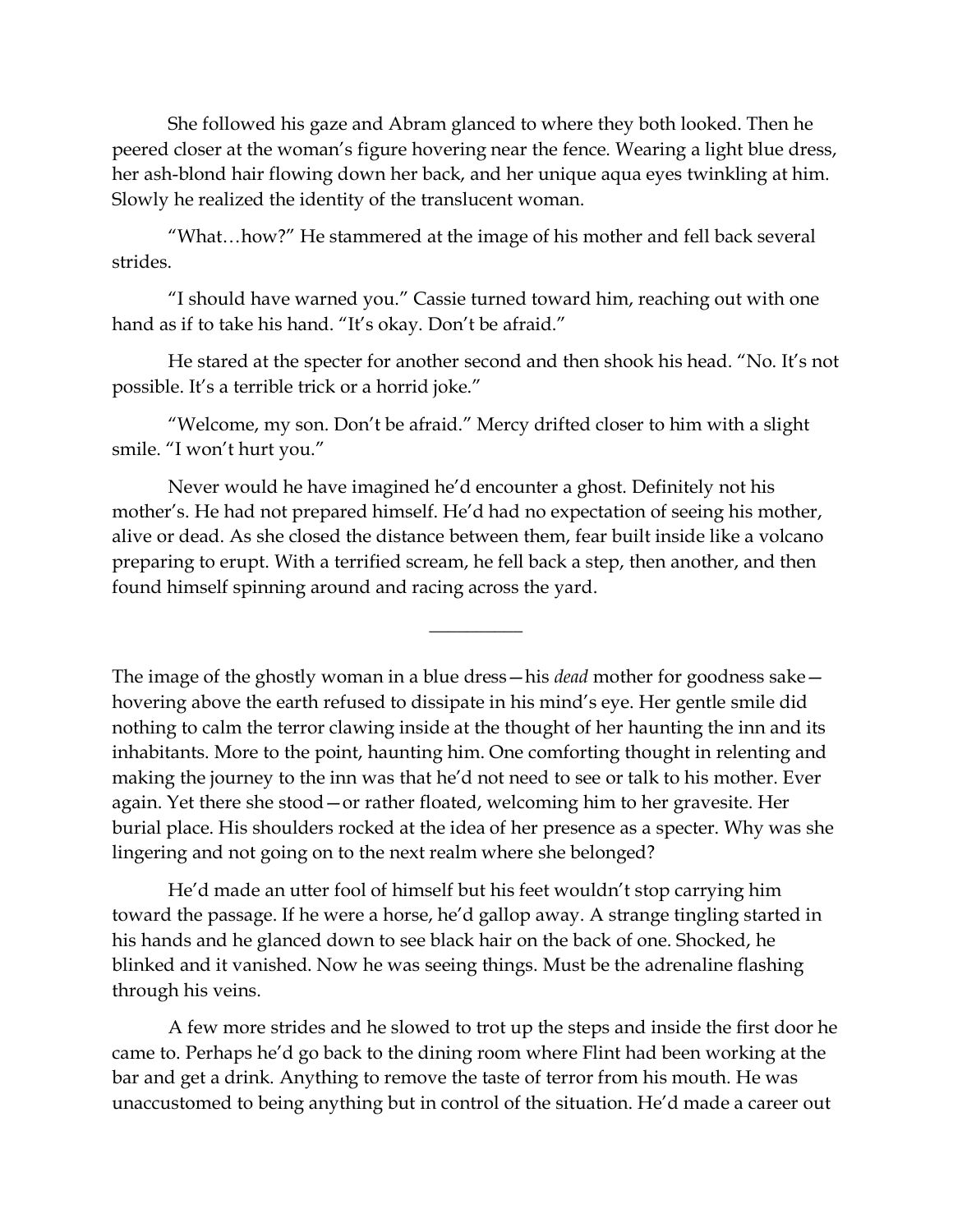She followed his gaze and Abram glanced to where they both looked. Then he peered closer at the woman's figure hovering near the fence. Wearing a light blue dress, her ash-blond hair flowing down her back, and her unique aqua eyes twinkling at him. Slowly he realized the identity of the translucent woman.

"What…how?" He stammered at the image of his mother and fell back several strides.

"I should have warned you." Cassie turned toward him, reaching out with one hand as if to take his hand. "It's okay. Don't be afraid."

He stared at the specter for another second and then shook his head. "No. It's not possible. It's a terrible trick or a horrid joke."

"Welcome, my son. Don't be afraid." Mercy drifted closer to him with a slight smile. "I won't hurt you."

Never would he have imagined he'd encounter a ghost. Definitely not his mother's. He had not prepared himself. He'd had no expectation of seeing his mother, alive or dead. As she closed the distance between them, fear built inside like a volcano preparing to erupt. With a terrified scream, he fell back a step, then another, and then found himself spinning around and racing across the yard.

---

The image of the ghostly woman in a blue dress—his *dead* mother for goodness sake—hovering above the earth refused to dissipate in his mind's eye. Her gentle smile did nothing to calm the terror clawing inside at the thought of her haunting the inn and its inhabitants. More to the point, haunting him. One comforting thought in relenting and making the journey to the inn was that he'd not need to see or talk to his mother. Ever again. Yet there she stood—or rather floated, welcoming him to her gravesite. Her burial place. His shoulders rocked at the idea of her presence as a specter. Why was she lingering and not going on to the next realm where she belonged?

He'd made an utter fool of himself but his feet wouldn't stop carrying him toward the passage. If he were a horse, he'd gallop away. A strange tingling started in his hands and he glanced down to see black hair on the back of one. Shocked, he blinked and it vanished. Now he was seeing things. Must be the adrenaline flashing through his veins.

A few more strides and he slowed to trot up the steps and inside the first door he came to. Perhaps he'd go back to the dining room where Flint had been working at the bar and get a drink. Anything to remove the taste of terror from his mouth. He was unaccustomed to being anything but in control of the situation. He'd made a career out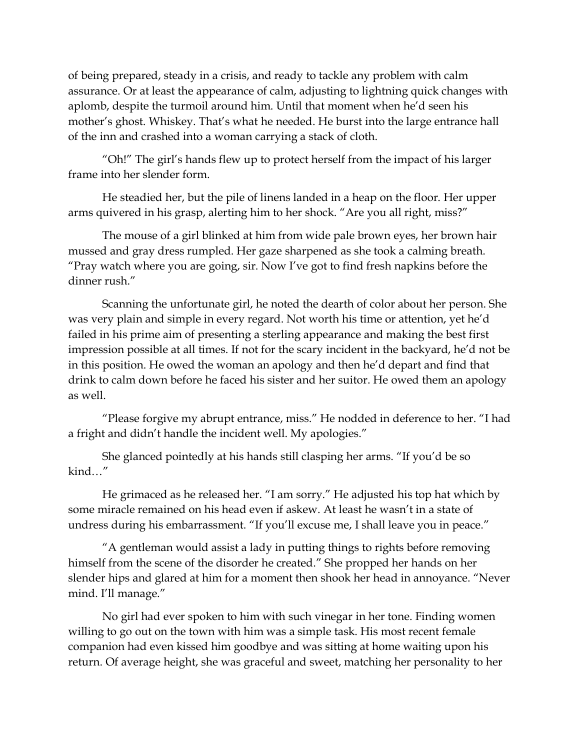of being prepared, steady in a crisis, and ready to tackle any problem with calm assurance. Or at least the appearance of calm, adjusting to lightning quick changes with aplomb, despite the turmoil around him. Until that moment when he'd seen his mother's ghost. Whiskey. That's what he needed. He burst into the large entrance hall of the inn and crashed into a woman carrying a stack of cloth.

"Oh!" The girl's hands flew up to protect herself from the impact of his larger frame into her slender form.

He steadied her, but the pile of linens landed in a heap on the floor. Her upper arms quivered in his grasp, alerting him to her shock. "Are you all right, miss?"

The mouse of a girl blinked at him from wide pale brown eyes, her brown hair mussed and gray dress rumpled. Her gaze sharpened as she took a calming breath. "Pray watch where you are going, sir. Now I've got to find fresh napkins before the dinner rush."

Scanning the unfortunate girl, he noted the dearth of color about her person. She was very plain and simple in every regard. Not worth his time or attention, yet he'd failed in his prime aim of presenting a sterling appearance and making the best first impression possible at all times. If not for the scary incident in the backyard, he'd not be in this position. He owed the woman an apology and then he'd depart and find that drink to calm down before he faced his sister and her suitor. He owed them an apology as well.

"Please forgive my abrupt entrance, miss." He nodded in deference to her. "I had a fright and didn't handle the incident well. My apologies."

She glanced pointedly at his hands still clasping her arms. "If you'd be so kind…"

He grimaced as he released her. "I am sorry." He adjusted his top hat which by some miracle remained on his head even if askew. At least he wasn't in a state of undress during his embarrassment. "If you'll excuse me, I shall leave you in peace."

"A gentleman would assist a lady in putting things to rights before removing himself from the scene of the disorder he created." She propped her hands on her slender hips and glared at him for a moment then shook her head in annoyance. "Never mind. I'll manage."

No girl had ever spoken to him with such vinegar in her tone. Finding women willing to go out on the town with him was a simple task. His most recent female companion had even kissed him goodbye and was sitting at home waiting upon his return. Of average height, she was graceful and sweet, matching her personality to her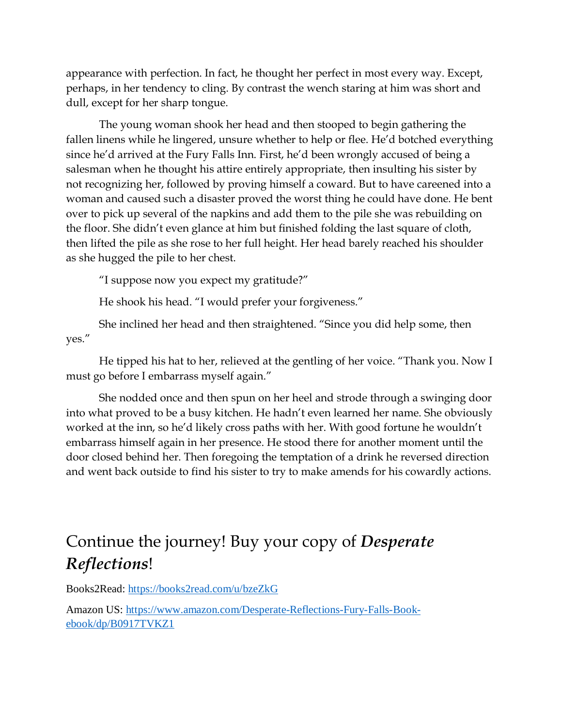appearance with perfection. In fact, he thought her perfect in most every way. Except, perhaps, in her tendency to cling. By contrast the wench staring at him was short and dull, except for her sharp tongue.

The young woman shook her head and then stooped to begin gathering the fallen linens while he lingered, unsure whether to help or flee. He'd botched everything since he'd arrived at the Fury Falls Inn. First, he'd been wrongly accused of being a salesman when he thought his attire entirely appropriate, then insulting his sister by not recognizing her, followed by proving himself a coward. But to have careened into a woman and caused such a disaster proved the worst thing he could have done. He bent over to pick up several of the napkins and add them to the pile she was rebuilding on the floor. She didn't even glance at him but finished folding the last square of cloth, then lifted the pile as she rose to her full height. Her head barely reached his shoulder as she hugged the pile to her chest.

"I suppose now you expect my gratitude?"

He shook his head. "I would prefer your forgiveness."

She inclined her head and then straightened. "Since you did help some, then yes."

He tipped his hat to her, relieved at the gentling of her voice. "Thank you. Now I must go before I embarrass myself again."

She nodded once and then spun on her heel and strode through a swinging door into what proved to be a busy kitchen. He hadn't even learned her name. She obviously worked at the inn, so he'd likely cross paths with her. With good fortune he wouldn't embarrass himself again in her presence. He stood there for another moment until the door closed behind her. Then foregoing the temptation of a drink he reversed direction and went back outside to find his sister to try to make amends for his cowardly actions.

## Continue the journey! Buy your copy of ***Desperate Reflections***!

Books2Read: https://books2read.com/u/bzeZkG

Amazon US: https://www.amazon.com/Desperate-Reflections-Fury-Falls-Book-ebook/dp/B0917TVKZ1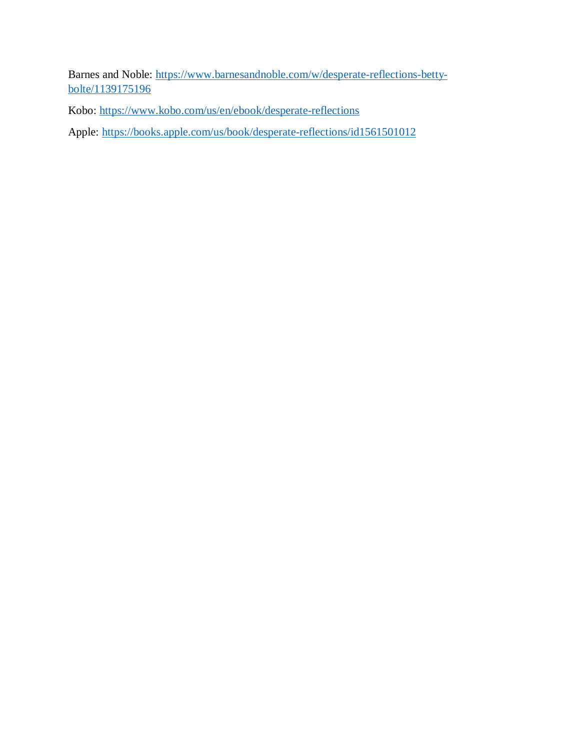Barnes and Noble: https://www.barnesandnoble.com/w/desperate-reflections-betty-bolte/1139175196

Kobo: https://www.kobo.com/us/en/ebook/desperate-reflections

Apple: https://books.apple.com/us/book/desperate-reflections/id1561501012